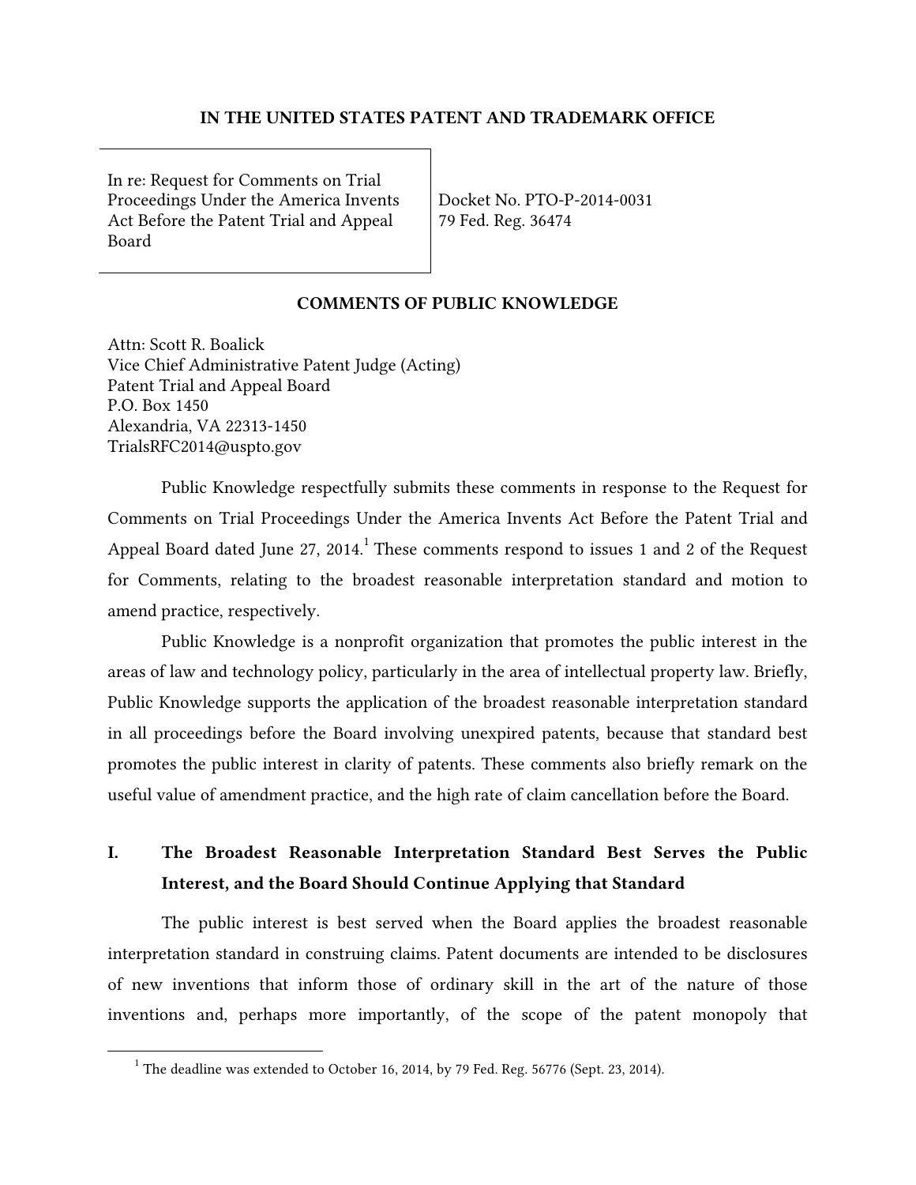**IN THE UNITED STATES PATENT AND TRADEMARK OFFICE**

| In re: Request for Comments on Trial Proceedings Under the America Invents Act Before the Patent Trial and Appeal Board | Docket No. PTO-P-2014-0031<br>79 Fed. Reg. 36474 |
|---|---|

**COMMENTS OF PUBLIC KNOWLEDGE**

Attn: Scott R. Boalick
Vice Chief Administrative Patent Judge (Acting)
Patent Trial and Appeal Board
P.O. Box 1450
Alexandria, VA 22313-1450
TrialsRFC2014@uspto.gov

Public Knowledge respectfully submits these comments in response to the Request for Comments on Trial Proceedings Under the America Invents Act Before the Patent Trial and Appeal Board dated June 27, 2014.[1] These comments respond to issues 1 and 2 of the Request for Comments, relating to the broadest reasonable interpretation standard and motion to amend practice, respectively.

Public Knowledge is a nonprofit organization that promotes the public interest in the areas of law and technology policy, particularly in the area of intellectual property law. Briefly, Public Knowledge supports the application of the broadest reasonable interpretation standard in all proceedings before the Board involving unexpired patents, because that standard best promotes the public interest in clarity of patents. These comments also briefly remark on the useful value of amendment practice, and the high rate of claim cancellation before the Board.

## I. The Broadest Reasonable Interpretation Standard Best Serves the Public Interest, and the Board Should Continue Applying that Standard

The public interest is best served when the Board applies the broadest reasonable interpretation standard in construing claims. Patent documents are intended to be disclosures of new inventions that inform those of ordinary skill in the art of the nature of those inventions and, perhaps more importantly, of the scope of the patent monopoly that

[1] The deadline was extended to October 16, 2014, by 79 Fed. Reg. 56776 (Sept. 23, 2014).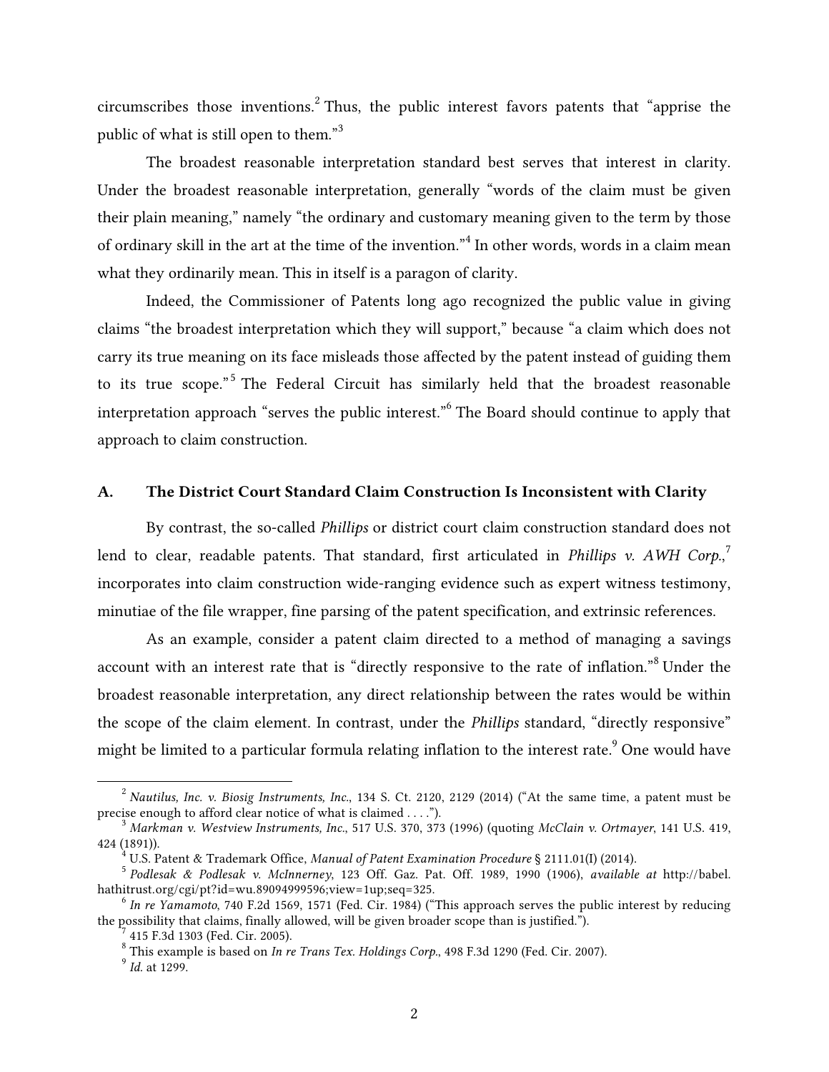circumscribes those inventions.[2] Thus, the public interest favors patents that "apprise the public of what is still open to them."[3]

The broadest reasonable interpretation standard best serves that interest in clarity. Under the broadest reasonable interpretation, generally "words of the claim must be given their plain meaning," namely "the ordinary and customary meaning given to the term by those of ordinary skill in the art at the time of the invention."[4] In other words, words in a claim mean what they ordinarily mean. This in itself is a paragon of clarity.

Indeed, the Commissioner of Patents long ago recognized the public value in giving claims "the broadest interpretation which they will support," because "a claim which does not carry its true meaning on its face misleads those affected by the patent instead of guiding them to its true scope."[5] The Federal Circuit has similarly held that the broadest reasonable interpretation approach "serves the public interest."[6] The Board should continue to apply that approach to claim construction.

## A. The District Court Standard Claim Construction Is Inconsistent with Clarity

By contrast, the so-called *Phillips* or district court claim construction standard does not lend to clear, readable patents. That standard, first articulated in *Phillips v. AWH Corp.*,[7] incorporates into claim construction wide-ranging evidence such as expert witness testimony, minutiae of the file wrapper, fine parsing of the patent specification, and extrinsic references.

As an example, consider a patent claim directed to a method of managing a savings account with an interest rate that is "directly responsive to the rate of inflation."[8] Under the broadest reasonable interpretation, any direct relationship between the rates would be within the scope of the claim element. In contrast, under the *Phillips* standard, "directly responsive" might be limited to a particular formula relating inflation to the interest rate.[9] One would have

---

[2] *Nautilus, Inc. v. Biosig Instruments, Inc.*, 134 S. Ct. 2120, 2129 (2014) ("At the same time, a patent must be precise enough to afford clear notice of what is claimed . . . .").

[3] *Markman v. Westview Instruments, Inc.*, 517 U.S. 370, 373 (1996) (quoting *McClain v. Ortmayer*, 141 U.S. 419, 424 (1891)).

[4] U.S. Patent & Trademark Office, *Manual of Patent Examination Procedure* § 2111.01(I) (2014).

[5] *Podlesak & Podlesak v. McInnerney*, 123 Off. Gaz. Pat. Off. 1989, 1990 (1906), *available at* http://babel.hathitrust.org/cgi/pt?id=wu.89094999596;view=1up;seq=325.

[6] *In re Yamamoto*, 740 F.2d 1569, 1571 (Fed. Cir. 1984) ("This approach serves the public interest by reducing the possibility that claims, finally allowed, will be given broader scope than is justified.").

[7] 415 F.3d 1303 (Fed. Cir. 2005).

[8] This example is based on *In re Trans Tex. Holdings Corp.*, 498 F.3d 1290 (Fed. Cir. 2007).

[9] *Id.* at 1299.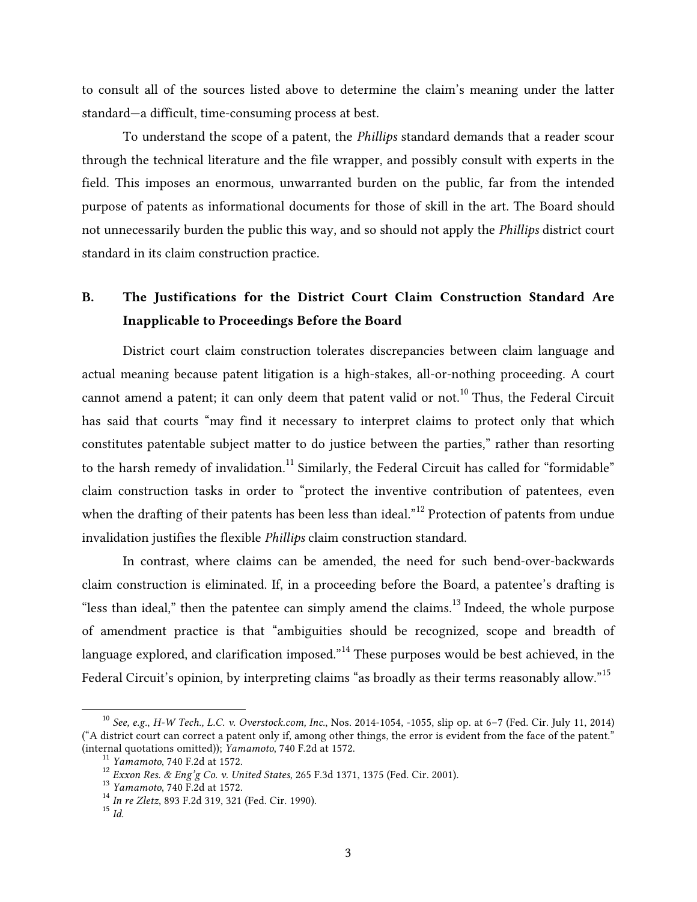to consult all of the sources listed above to determine the claim's meaning under the latter standard—a difficult, time-consuming process at best.

To understand the scope of a patent, the *Phillips* standard demands that a reader scour through the technical literature and the file wrapper, and possibly consult with experts in the field. This imposes an enormous, unwarranted burden on the public, far from the intended purpose of patents as informational documents for those of skill in the art. The Board should not unnecessarily burden the public this way, and so should not apply the *Phillips* district court standard in its claim construction practice.

## B. The Justifications for the District Court Claim Construction Standard Are Inapplicable to Proceedings Before the Board

District court claim construction tolerates discrepancies between claim language and actual meaning because patent litigation is a high-stakes, all-or-nothing proceeding. A court cannot amend a patent; it can only deem that patent valid or not.[10] Thus, the Federal Circuit has said that courts "may find it necessary to interpret claims to protect only that which constitutes patentable subject matter to do justice between the parties," rather than resorting to the harsh remedy of invalidation.[11] Similarly, the Federal Circuit has called for "formidable" claim construction tasks in order to "protect the inventive contribution of patentees, even when the drafting of their patents has been less than ideal."[12] Protection of patents from undue invalidation justifies the flexible *Phillips* claim construction standard.

In contrast, where claims can be amended, the need for such bend-over-backwards claim construction is eliminated. If, in a proceeding before the Board, a patentee's drafting is "less than ideal," then the patentee can simply amend the claims.[13] Indeed, the whole purpose of amendment practice is that "ambiguities should be recognized, scope and breadth of language explored, and clarification imposed."[14] These purposes would be best achieved, in the Federal Circuit's opinion, by interpreting claims "as broadly as their terms reasonably allow."[15]

---

[10] *See, e.g.*, *H-W Tech., L.C. v. Overstock.com, Inc.*, Nos. 2014-1054, -1055, slip op. at 6–7 (Fed. Cir. July 11, 2014) ("A district court can correct a patent only if, among other things, the error is evident from the face of the patent." (internal quotations omitted)); *Yamamoto*, 740 F.2d at 1572.

[11] *Yamamoto*, 740 F.2d at 1572.

[12] *Exxon Res. & Eng'g Co. v. United States*, 265 F.3d 1371, 1375 (Fed. Cir. 2001).

[13] *Yamamoto*, 740 F.2d at 1572.

[14] *In re Zletz*, 893 F.2d 319, 321 (Fed. Cir. 1990).

[15] *Id.*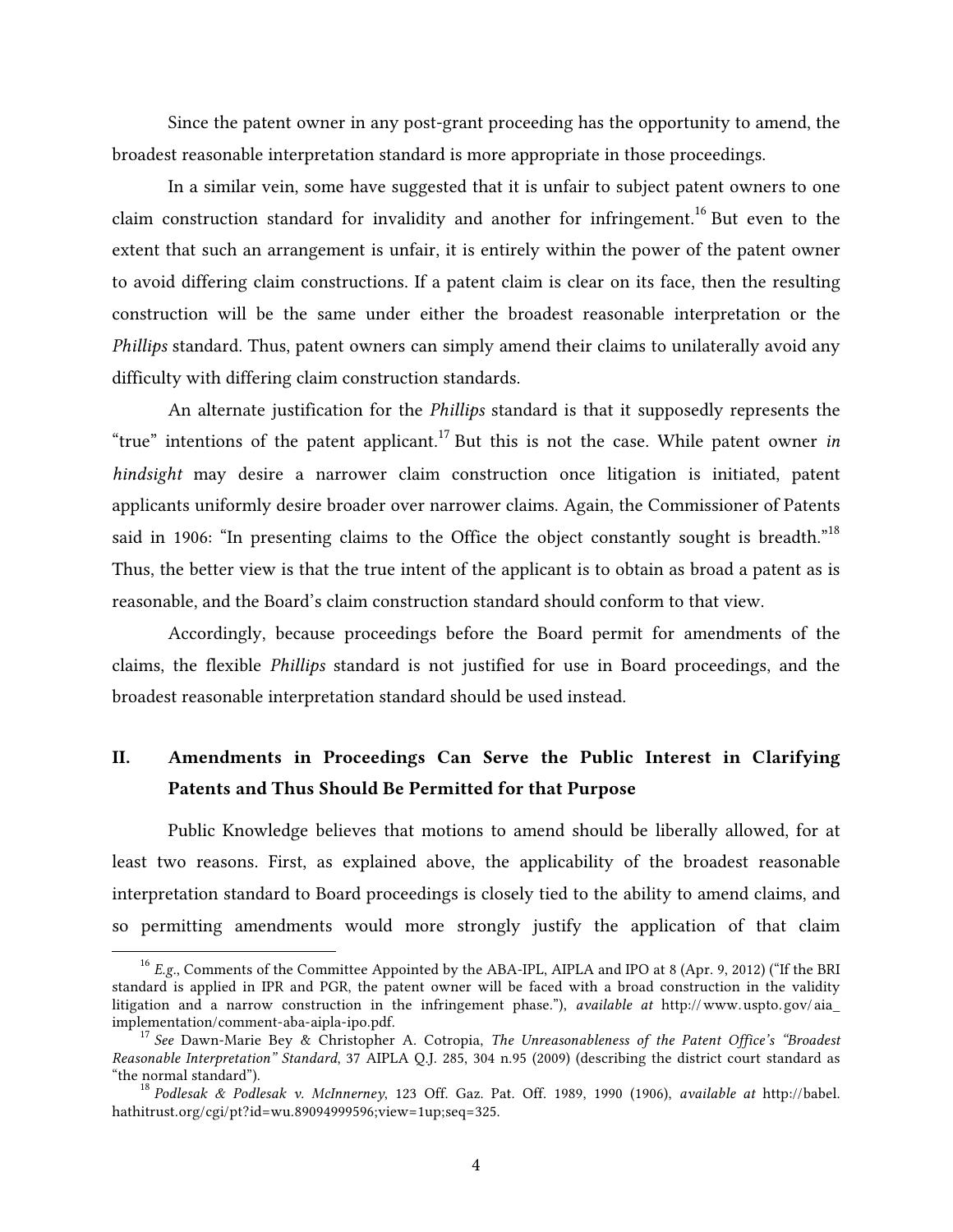Since the patent owner in any post-grant proceeding has the opportunity to amend, the broadest reasonable interpretation standard is more appropriate in those proceedings.

In a similar vein, some have suggested that it is unfair to subject patent owners to one claim construction standard for invalidity and another for infringement.[16] But even to the extent that such an arrangement is unfair, it is entirely within the power of the patent owner to avoid differing claim constructions. If a patent claim is clear on its face, then the resulting construction will be the same under either the broadest reasonable interpretation or the *Phillips* standard. Thus, patent owners can simply amend their claims to unilaterally avoid any difficulty with differing claim construction standards.

An alternate justification for the *Phillips* standard is that it supposedly represents the "true" intentions of the patent applicant.[17] But this is not the case. While patent owner *in hindsight* may desire a narrower claim construction once litigation is initiated, patent applicants uniformly desire broader over narrower claims. Again, the Commissioner of Patents said in 1906: "In presenting claims to the Office the object constantly sought is breadth."[18] Thus, the better view is that the true intent of the applicant is to obtain as broad a patent as is reasonable, and the Board's claim construction standard should conform to that view.

Accordingly, because proceedings before the Board permit for amendments of the claims, the flexible *Phillips* standard is not justified for use in Board proceedings, and the broadest reasonable interpretation standard should be used instead.

## II. Amendments in Proceedings Can Serve the Public Interest in Clarifying Patents and Thus Should Be Permitted for that Purpose

Public Knowledge believes that motions to amend should be liberally allowed, for at least two reasons. First, as explained above, the applicability of the broadest reasonable interpretation standard to Board proceedings is closely tied to the ability to amend claims, and so permitting amendments would more strongly justify the application of that claim

---

[16] *E.g.*, Comments of the Committee Appointed by the ABA-IPL, AIPLA and IPO at 8 (Apr. 9, 2012) ("If the BRI standard is applied in IPR and PGR, the patent owner will be faced with a broad construction in the validity litigation and a narrow construction in the infringement phase."), *available at* http://www.uspto.gov/aia_implementation/comment-aba-aipla-ipo.pdf.

[17] *See* Dawn-Marie Bey & Christopher A. Cotropia, *The Unreasonableness of the Patent Office's "Broadest Reasonable Interpretation" Standard*, 37 AIPLA Q.J. 285, 304 n.95 (2009) (describing the district court standard as "the normal standard").

[18] *Podlesak & Podlesak v. McInnerney*, 123 Off. Gaz. Pat. Off. 1989, 1990 (1906), *available at* http://babel.hathitrust.org/cgi/pt?id=wu.89094999596;view=1up;seq=325.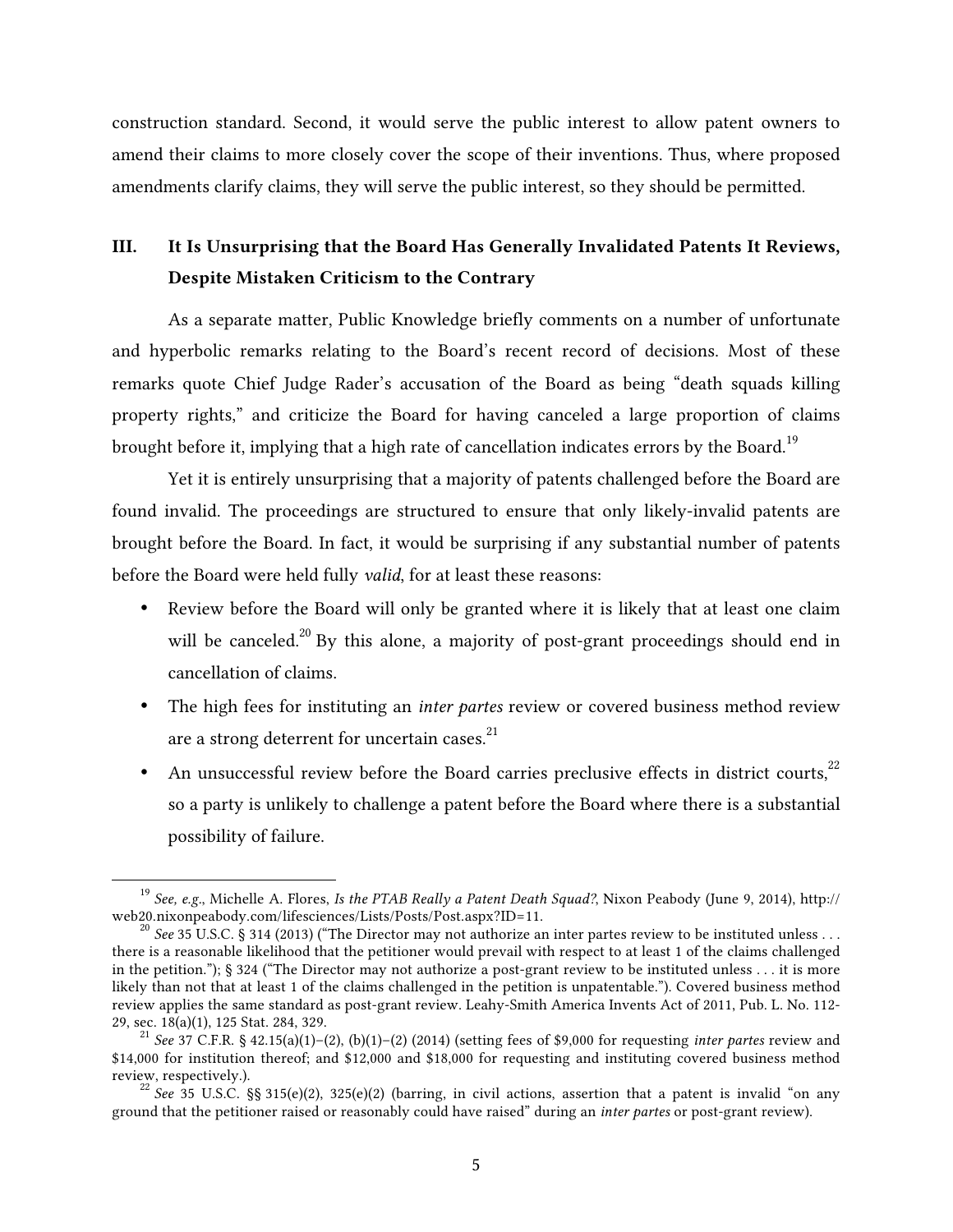construction standard. Second, it would serve the public interest to allow patent owners to amend their claims to more closely cover the scope of their inventions. Thus, where proposed amendments clarify claims, they will serve the public interest, so they should be permitted.

## III. It Is Unsurprising that the Board Has Generally Invalidated Patents It Reviews, Despite Mistaken Criticism to the Contrary

As a separate matter, Public Knowledge briefly comments on a number of unfortunate and hyperbolic remarks relating to the Board's recent record of decisions. Most of these remarks quote Chief Judge Rader's accusation of the Board as being "death squads killing property rights," and criticize the Board for having canceled a large proportion of claims brought before it, implying that a high rate of cancellation indicates errors by the Board.[19]

Yet it is entirely unsurprising that a majority of patents challenged before the Board are found invalid. The proceedings are structured to ensure that only likely-invalid patents are brought before the Board. In fact, it would be surprising if any substantial number of patents before the Board were held fully *valid*, for at least these reasons:

- Review before the Board will only be granted where it is likely that at least one claim will be canceled.[20] By this alone, a majority of post-grant proceedings should end in cancellation of claims.
- The high fees for instituting an *inter partes* review or covered business method review are a strong deterrent for uncertain cases.[21]
- An unsuccessful review before the Board carries preclusive effects in district courts,[22] so a party is unlikely to challenge a patent before the Board where there is a substantial possibility of failure.

---

[19] *See, e.g.*, Michelle A. Flores, *Is the PTAB Really a Patent Death Squad?*, Nixon Peabody (June 9, 2014), http://web20.nixonpeabody.com/lifesciences/Lists/Posts/Post.aspx?ID=11.

[20] *See* 35 U.S.C. § 314 (2013) ("The Director may not authorize an inter partes review to be instituted unless . . . there is a reasonable likelihood that the petitioner would prevail with respect to at least 1 of the claims challenged in the petition."); § 324 ("The Director may not authorize a post-grant review to be instituted unless . . . it is more likely than not that at least 1 of the claims challenged in the petition is unpatentable."). Covered business method review applies the same standard as post-grant review. Leahy-Smith America Invents Act of 2011, Pub. L. No. 112-29, sec. 18(a)(1), 125 Stat. 284, 329.

[21] *See* 37 C.F.R. § 42.15(a)(1)–(2), (b)(1)–(2) (2014) (setting fees of $9,000 for requesting *inter partes* review and $14,000 for institution thereof; and $12,000 and $18,000 for requesting and instituting covered business method review, respectively.).

[22] *See* 35 U.S.C. §§ 315(e)(2), 325(e)(2) (barring, in civil actions, assertion that a patent is invalid "on any ground that the petitioner raised or reasonably could have raised" during an *inter partes* or post-grant review).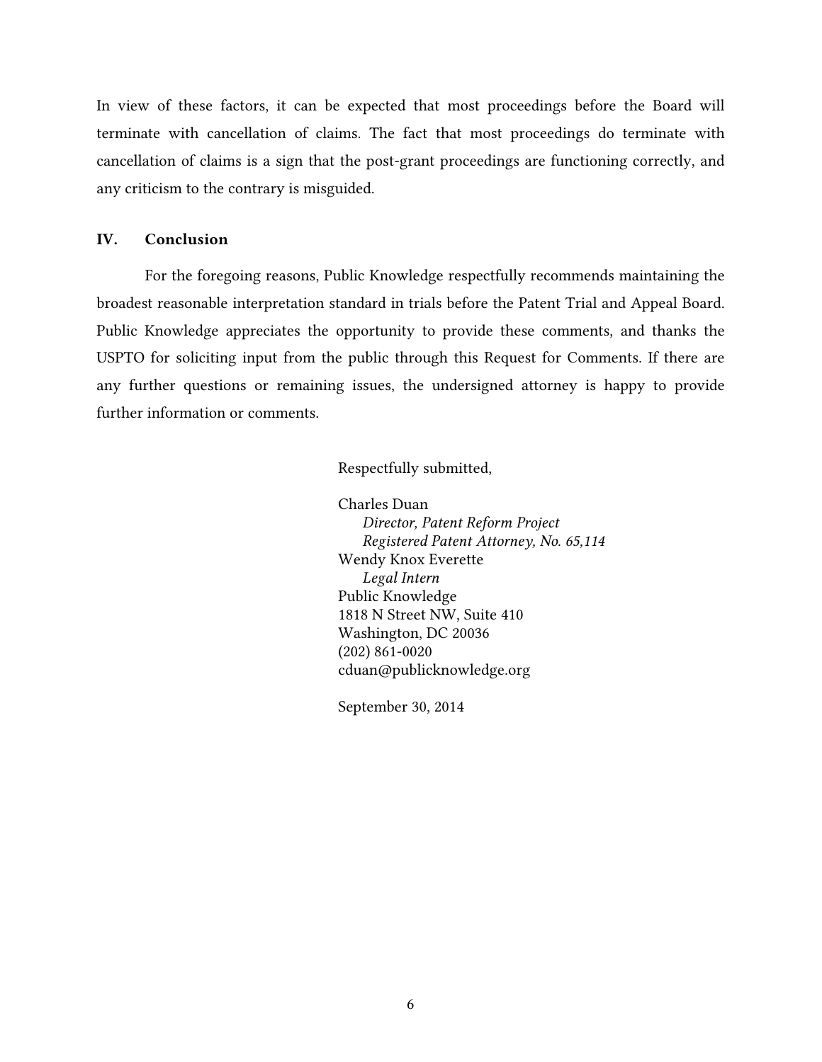In view of these factors, it can be expected that most proceedings before the Board will terminate with cancellation of claims. The fact that most proceedings do terminate with cancellation of claims is a sign that the post-grant proceedings are functioning correctly, and any criticism to the contrary is misguided.

## IV. Conclusion

For the foregoing reasons, Public Knowledge respectfully recommends maintaining the broadest reasonable interpretation standard in trials before the Patent Trial and Appeal Board. Public Knowledge appreciates the opportunity to provide these comments, and thanks the USPTO for soliciting input from the public through this Request for Comments. If there are any further questions or remaining issues, the undersigned attorney is happy to provide further information or comments.

Respectfully submitted,

Charles Duan
*Director, Patent Reform Project*
*Registered Patent Attorney, No. 65,114*
Wendy Knox Everette
*Legal Intern*
Public Knowledge
1818 N Street NW, Suite 410
Washington, DC 20036
(202) 861-0020
cduan@publicknowledge.org

September 30, 2014